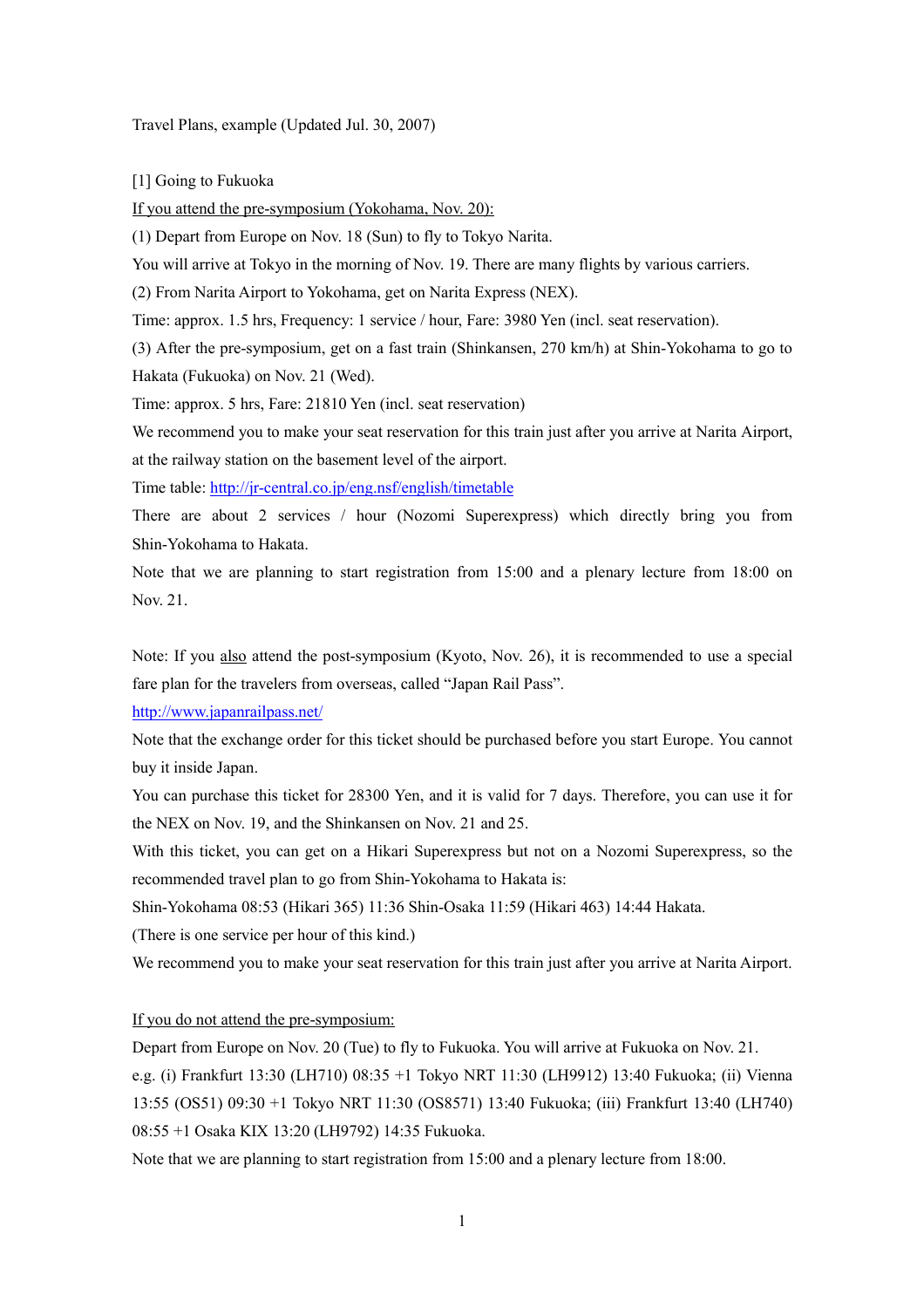Travel Plans, example (Updated Jul. 30, 2007)

[1] Going to Fukuoka

<u>If you attend the pre-symposium (Yokohama, Nov. 20):</u>

(1) Depart from Europe on Nov. 18 (Sun) to fly to Tokyo Narita.

You will arrive at Tokyo in the morning of Nov. 19. There are many flights by various carriers.

(2) From Narita Airport to Yokohama, get on Narita Express (NEX).

Time: approx. 1.5 hrs, Frequency: 1 service / hour, Fare: 3980 Yen (incl. seat reservation).

(3) After the pre-symposium, get on a fast train (Shinkansen, 270 km/h) at Shin-Yokohama to go to Hakata (Fukuoka) on Nov. 21 (Wed).

Time: approx. 5 hrs, Fare: 21810 Yen (incl. seat reservation)

We recommend you to make your seat reservation for this train just after you arrive at Narita Airport, at the railway station on the basement level of the airport.

Time table: [http://jr-central.co.jp/eng.nsf/english/timetable](http://jr-central.co.jp/eng.nsf/english/timetable)

There are about 2 services / hour (Nozomi Superexpress) which directly bring you from Shin-Yokohama to Hakata.

Note that we are planning to start registration from 15:00 and a plenary lecture from 18:00 on Nov. 21.

Note: If you <u>also</u> attend the post-symposium (Kyoto, Nov. 26), it is recommended to use a special fare plan for the travelers from overseas, called "Japan Rail Pass".

[http://www.japanrailpass.net/](http://www.japanrailpass.net/)

Note that the exchange order for this ticket should be purchased before you start Europe. You cannot buy it inside Japan.

You can purchase this ticket for 28300 Yen, and it is valid for 7 days. Therefore, you can use it for the NEX on Nov. 19, and the Shinkansen on Nov. 21 and 25.

With this ticket, you can get on a Hikari Superexpress but not on a Nozomi Superexpress, so the recommended travel plan to go from Shin-Yokohama to Hakata is:

Shin-Yokohama 08:53 (Hikari 365) 11:36 Shin-Osaka 11:59 (Hikari 463) 14:44 Hakata.

(There is one service per hour of this kind.)

We recommend you to make your seat reservation for this train just after you arrive at Narita Airport.

<u>If you do not attend the pre-symposium:</u>

Depart from Europe on Nov. 20 (Tue) to fly to Fukuoka. You will arrive at Fukuoka on Nov. 21.

e.g. (i) Frankfurt 13:30 (LH710) 08:35 +1 Tokyo NRT 11:30 (LH9912) 13:40 Fukuoka; (ii) Vienna 13:55 (OS51) 09:30 +1 Tokyo NRT 11:30 (OS8571) 13:40 Fukuoka; (iii) Frankfurt 13:40 (LH740) 08:55 +1 Osaka KIX 13:20 (LH9792) 14:35 Fukuoka.

Note that we are planning to start registration from 15:00 and a plenary lecture from 18:00.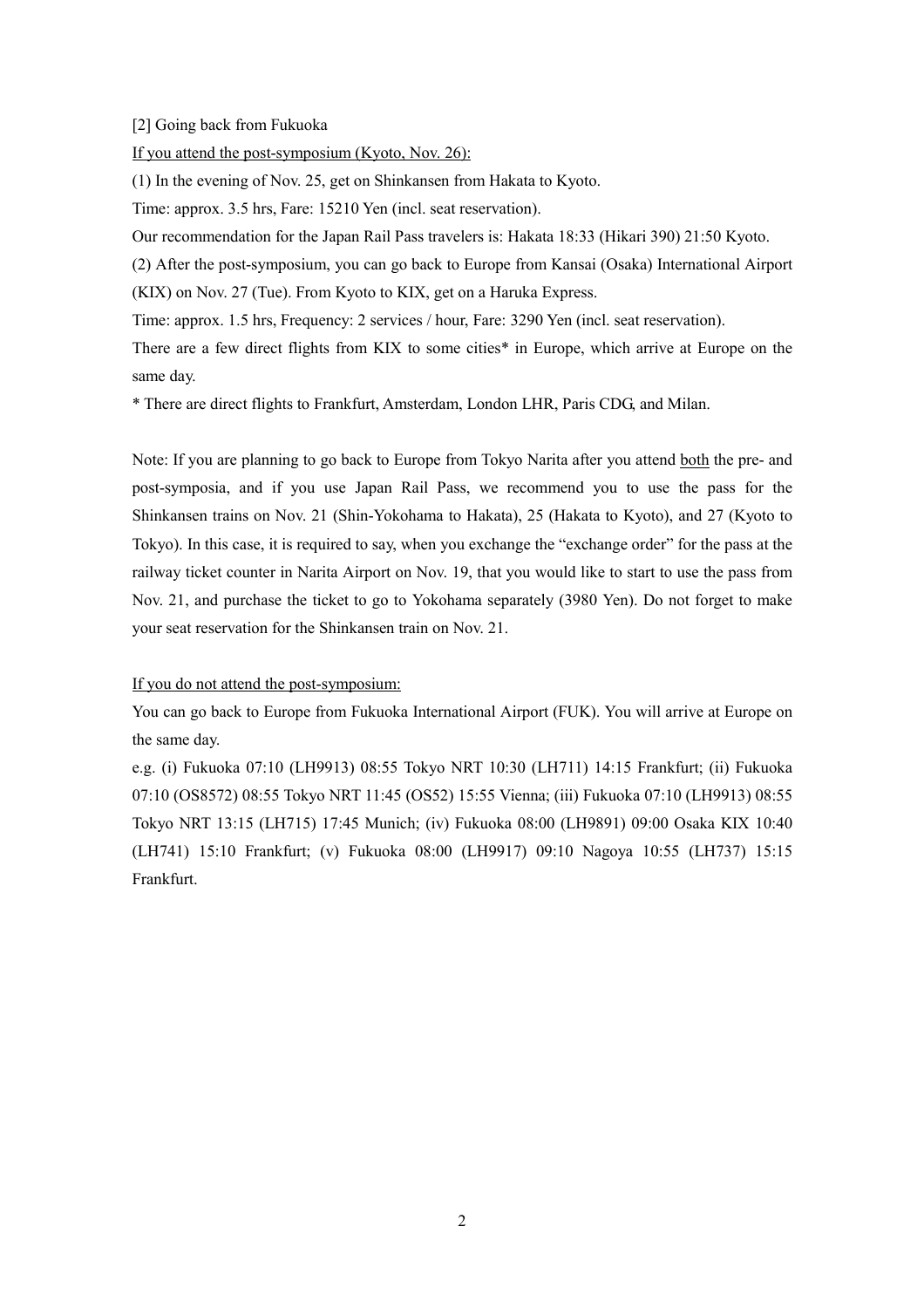[2] Going back from Fukuoka

<u>If you attend the post-symposium (Kyoto, Nov. 26):</u>

(1) In the evening of Nov. 25, get on Shinkansen from Hakata to Kyoto.

Time: approx. 3.5 hrs, Fare: 15210 Yen (incl. seat reservation).

Our recommendation for the Japan Rail Pass travelers is: Hakata 18:33 (Hikari 390) 21:50 Kyoto.

(2) After the post-symposium, you can go back to Europe from Kansai (Osaka) International Airport (KIX) on Nov. 27 (Tue). From Kyoto to KIX, get on a Haruka Express.

Time: approx. 1.5 hrs, Frequency: 2 services / hour, Fare: 3290 Yen (incl. seat reservation).

There are a few direct flights from KIX to some cities* in Europe, which arrive at Europe on the same day.

* There are direct flights to Frankfurt, Amsterdam, London LHR, Paris CDG, and Milan.

Note: If you are planning to go back to Europe from Tokyo Narita after you attend <u>both</u> the pre- and post-symposia, and if you use Japan Rail Pass, we recommend you to use the pass for the Shinkansen trains on Nov. 21 (Shin-Yokohama to Hakata), 25 (Hakata to Kyoto), and 27 (Kyoto to Tokyo). In this case, it is required to say, when you exchange the "exchange order" for the pass at the railway ticket counter in Narita Airport on Nov. 19, that you would like to start to use the pass from Nov. 21, and purchase the ticket to go to Yokohama separately (3980 Yen). Do not forget to make your seat reservation for the Shinkansen train on Nov. 21.

<u>If you do not attend the post-symposium:</u>

You can go back to Europe from Fukuoka International Airport (FUK). You will arrive at Europe on the same day.

e.g. (i) Fukuoka 07:10 (LH9913) 08:55 Tokyo NRT 10:30 (LH711) 14:15 Frankfurt; (ii) Fukuoka 07:10 (OS8572) 08:55 Tokyo NRT 11:45 (OS52) 15:55 Vienna; (iii) Fukuoka 07:10 (LH9913) 08:55 Tokyo NRT 13:15 (LH715) 17:45 Munich; (iv) Fukuoka 08:00 (LH9891) 09:00 Osaka KIX 10:40 (LH741) 15:10 Frankfurt; (v) Fukuoka 08:00 (LH9917) 09:10 Nagoya 10:55 (LH737) 15:15 Frankfurt.